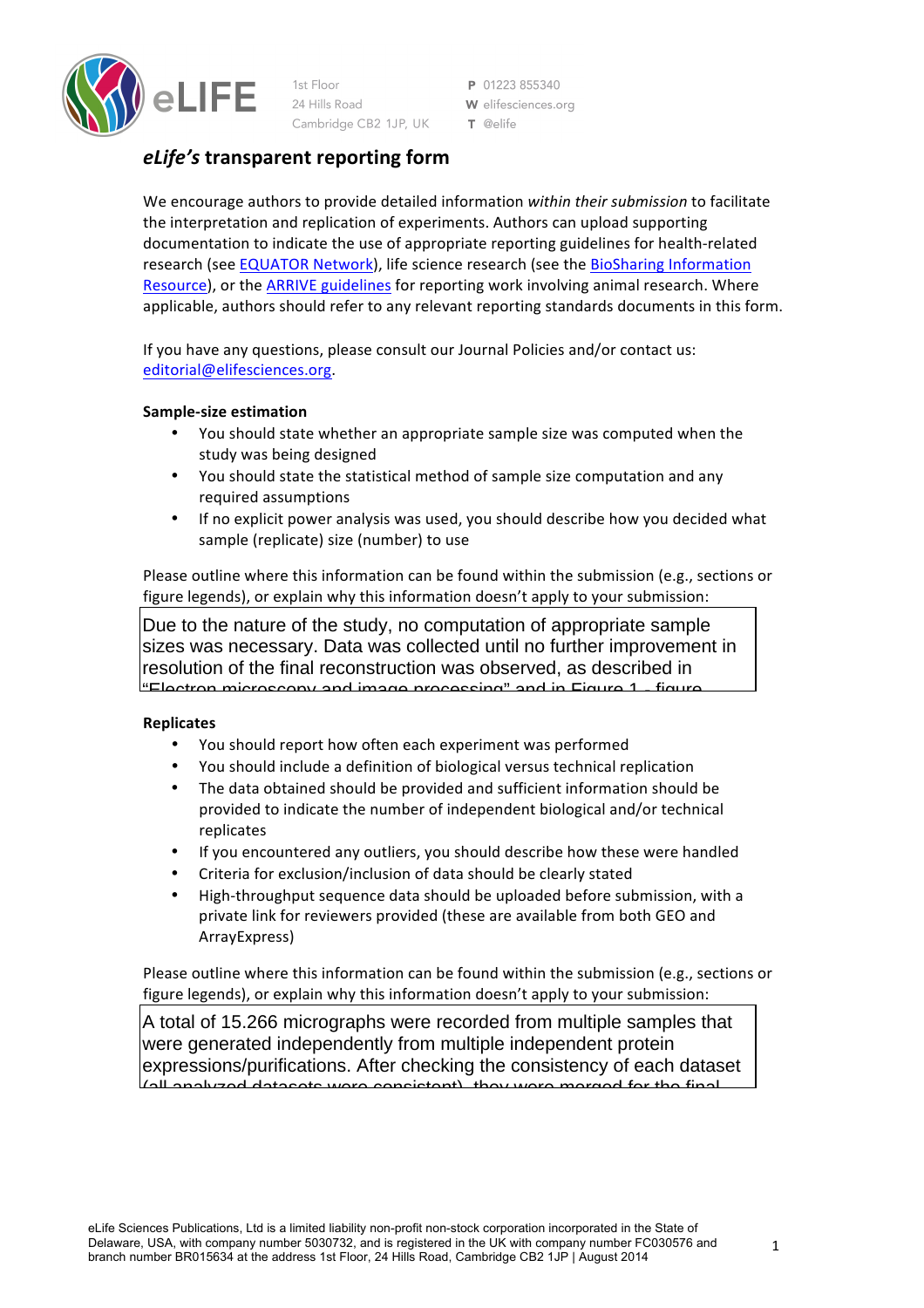# *eLife's* transparent reporting form

We encourage authors to provide detailed information *within their submission* to facilitate the interpretation and replication of experiments. Authors can upload supporting documentation to indicate the use of appropriate reporting guidelines for health-related research (see EQUATOR Network), life science research (see the BioSharing Information Resource), or the ARRIVE guidelines for reporting work involving animal research. Where applicable, authors should refer to any relevant reporting standards documents in this form.

If you have any questions, please consult our Journal Policies and/or contact us: editorial@elifesciences.org.

**Sample-size estimation**

- You should state whether an appropriate sample size was computed when the study was being designed
- You should state the statistical method of sample size computation and any required assumptions
- If no explicit power analysis was used, you should describe how you decided what sample (replicate) size (number) to use

Please outline where this information can be found within the submission (e.g., sections or figure legends), or explain why this information doesn't apply to your submission:

Due to the nature of the study, no computation of appropriate sample sizes was necessary. Data was collected until no further improvement in resolution of the final reconstruction was observed, as described in "Electron microscopy and image processing" and in Figure 1 - figure

**Replicates**

- You should report how often each experiment was performed
- You should include a definition of biological versus technical replication
- The data obtained should be provided and sufficient information should be provided to indicate the number of independent biological and/or technical replicates
- If you encountered any outliers, you should describe how these were handled
- Criteria for exclusion/inclusion of data should be clearly stated
- High-throughput sequence data should be uploaded before submission, with a private link for reviewers provided (these are available from both GEO and ArrayExpress)

Please outline where this information can be found within the submission (e.g., sections or figure legends), or explain why this information doesn't apply to your submission:

A total of 15.266 micrographs were recorded from multiple samples that were generated independently from multiple independent protein expressions/purifications. After checking the consistency of each dataset (all analyzed datasets were consistent), they were merged for the final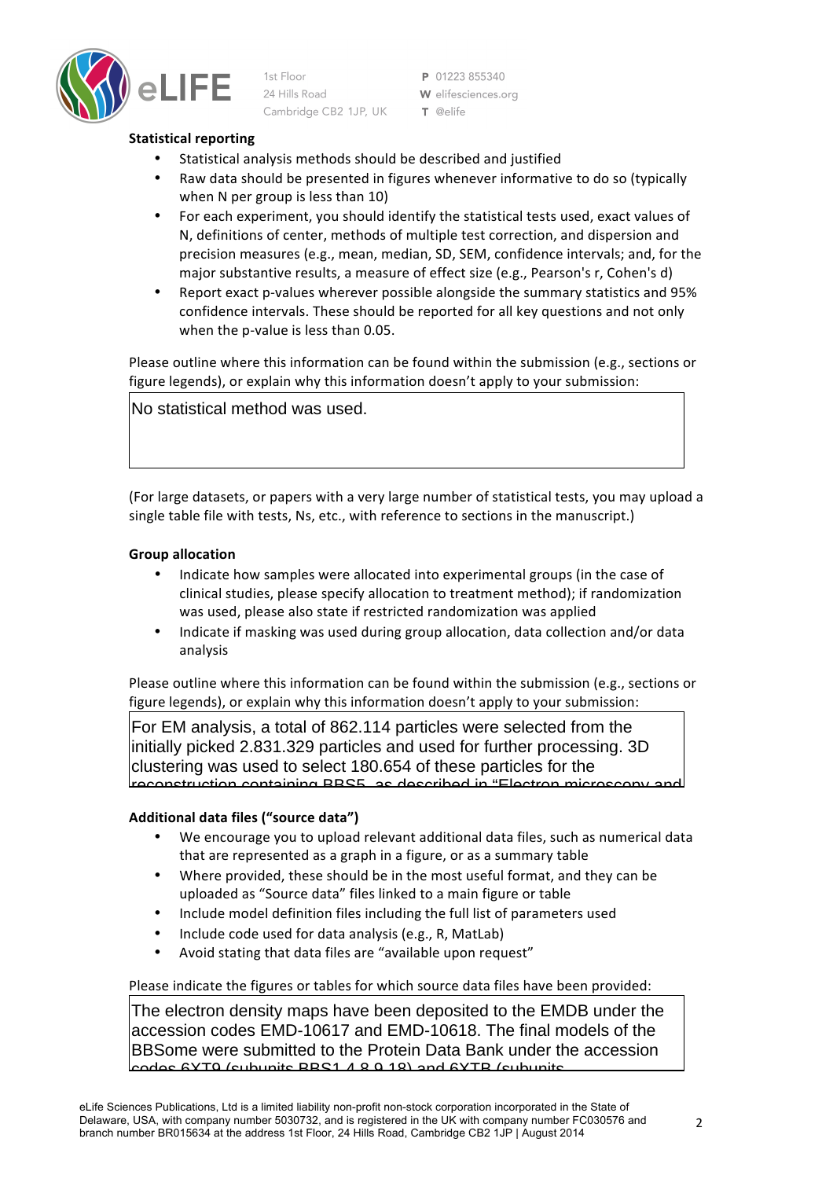### Statistical reporting

- Statistical analysis methods should be described and justified
- Raw data should be presented in figures whenever informative to do so (typically when N per group is less than 10)
- For each experiment, you should identify the statistical tests used, exact values of N, definitions of center, methods of multiple test correction, and dispersion and precision measures (e.g., mean, median, SD, SEM, confidence intervals; and, for the major substantive results, a measure of effect size (e.g., Pearson's r, Cohen's d)
- Report exact p-values wherever possible alongside the summary statistics and 95% confidence intervals. These should be reported for all key questions and not only when the p-value is less than 0.05.

Please outline where this information can be found within the submission (e.g., sections or figure legends), or explain why this information doesn't apply to your submission:

No statistical method was used.

(For large datasets, or papers with a very large number of statistical tests, you may upload a single table file with tests, Ns, etc., with reference to sections in the manuscript.)

### Group allocation

- Indicate how samples were allocated into experimental groups (in the case of clinical studies, please specify allocation to treatment method); if randomization was used, please also state if restricted randomization was applied
- Indicate if masking was used during group allocation, data collection and/or data analysis

Please outline where this information can be found within the submission (e.g., sections or figure legends), or explain why this information doesn't apply to your submission:

For EM analysis, a total of 862.114 particles were selected from the initially picked 2.831.329 particles and used for further processing. 3D clustering was used to select 180.654 of these particles for the reconstruction containing BBS5, as described in "Electron microscopy and

### Additional data files ("source data")

- We encourage you to upload relevant additional data files, such as numerical data that are represented as a graph in a figure, or as a summary table
- Where provided, these should be in the most useful format, and they can be uploaded as "Source data" files linked to a main figure or table
- Include model definition files including the full list of parameters used
- Include code used for data analysis (e.g., R, MatLab)
- Avoid stating that data files are "available upon request"

Please indicate the figures or tables for which source data files have been provided:

The electron density maps have been deposited to the EMDB under the accession codes EMD-10617 and EMD-10618. The final models of the BBSome were submitted to the Protein Data Bank under the accession codes 6XT9 (subunits BBS1,4,8,9,18) and 6XTB (subunits

eLife Sciences Publications, Ltd is a limited liability non-profit non-stock corporation incorporated in the State of Delaware, USA, with company number 5030732, and is registered in the UK with company number FC030576 and branch number BR015634 at the address 1st Floor, 24 Hills Road, Cambridge CB2 1JP | August 2014